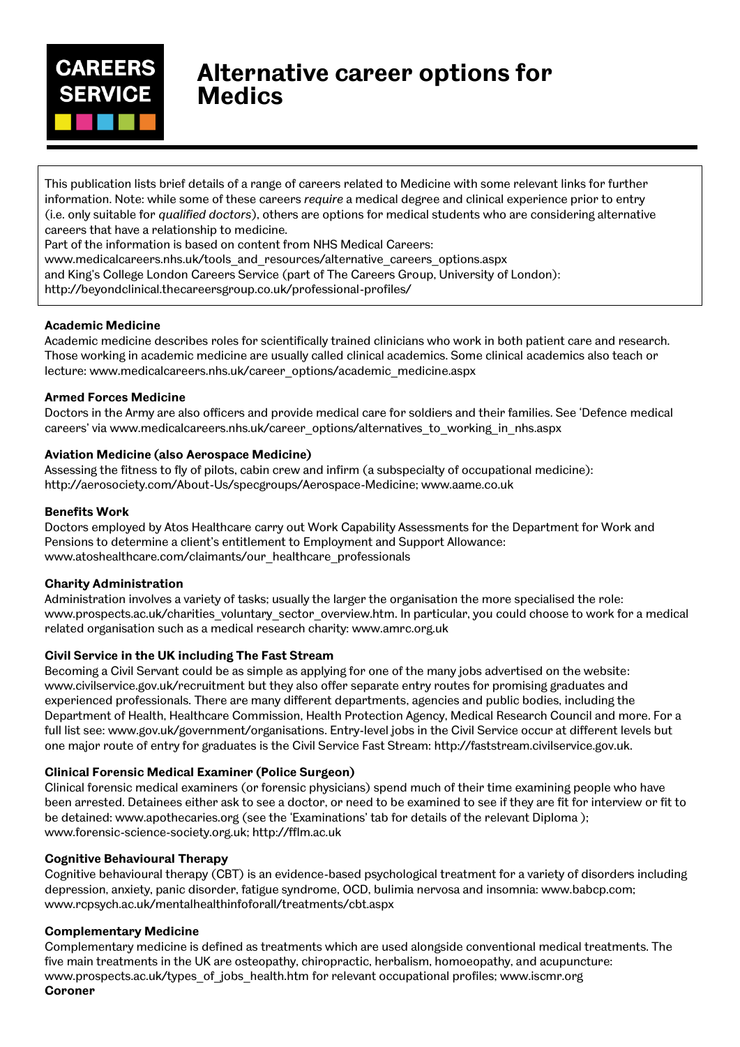**CAREERS SERVICE**

# Alternative career options for Medics

This publication lists brief details of a range of careers related to Medicine with some relevant links for further information. Note: while some of these careers *require* a medical degree and clinical experience prior to entry (i.e. only suitable for *qualified doctors*), others are options for medical students who are considering alternative careers that have a relationship to medicine.
Part of the information is based on content from NHS Medical Careers:
www.medicalcareers.nhs.uk/tools_and_resources/alternative_careers_options.aspx
and King's College London Careers Service (part of The Careers Group, University of London):
http://beyondclinical.thecareersgroup.co.uk/professional-profiles/

**Academic Medicine**
Academic medicine describes roles for scientifically trained clinicians who work in both patient care and research. Those working in academic medicine are usually called clinical academics. Some clinical academics also teach or lecture: www.medicalcareers.nhs.uk/career_options/academic_medicine.aspx

**Armed Forces Medicine**
Doctors in the Army are also officers and provide medical care for soldiers and their families. See 'Defence medical careers' via www.medicalcareers.nhs.uk/career_options/alternatives_to_working_in_nhs.aspx

**Aviation Medicine (also Aerospace Medicine)**
Assessing the fitness to fly of pilots, cabin crew and infirm (a subspecialty of occupational medicine): http://aerosociety.com/About-Us/specgroups/Aerospace-Medicine; www.aame.co.uk

**Benefits Work**
Doctors employed by Atos Healthcare carry out Work Capability Assessments for the Department for Work and Pensions to determine a client's entitlement to Employment and Support Allowance: www.atoshealthcare.com/claimants/our_healthcare_professionals

**Charity Administration**
Administration involves a variety of tasks; usually the larger the organisation the more specialised the role: www.prospects.ac.uk/charities_voluntary_sector_overview.htm. In particular, you could choose to work for a medical related organisation such as a medical research charity: www.amrc.org.uk

**Civil Service in the UK including The Fast Stream**
Becoming a Civil Servant could be as simple as applying for one of the many jobs advertised on the website: www.civilservice.gov.uk/recruitment but they also offer separate entry routes for promising graduates and experienced professionals. There are many different departments, agencies and public bodies, including the Department of Health, Healthcare Commission, Health Protection Agency, Medical Research Council and more. For a full list see: www.gov.uk/government/organisations. Entry-level jobs in the Civil Service occur at different levels but one major route of entry for graduates is the Civil Service Fast Stream: http://faststream.civilservice.gov.uk.

**Clinical Forensic Medical Examiner (Police Surgeon)**
Clinical forensic medical examiners (or forensic physicians) spend much of their time examining people who have been arrested. Detainees either ask to see a doctor, or need to be examined to see if they are fit for interview or fit to be detained: www.apothecaries.org (see the 'Examinations' tab for details of the relevant Diploma ); www.forensic-science-society.org.uk; http://fflm.ac.uk

**Cognitive Behavioural Therapy**
Cognitive behavioural therapy (CBT) is an evidence-based psychological treatment for a variety of disorders including depression, anxiety, panic disorder, fatigue syndrome, OCD, bulimia nervosa and insomnia: www.babcp.com; www.rcpsych.ac.uk/mentalhealthinfoforall/treatments/cbt.aspx

**Complementary Medicine**
Complementary medicine is defined as treatments which are used alongside conventional medical treatments. The five main treatments in the UK are osteopathy, chiropractic, herbalism, homoeopathy, and acupuncture: www.prospects.ac.uk/types_of_jobs_health.htm for relevant occupational profiles; www.iscmr.org

**Coroner**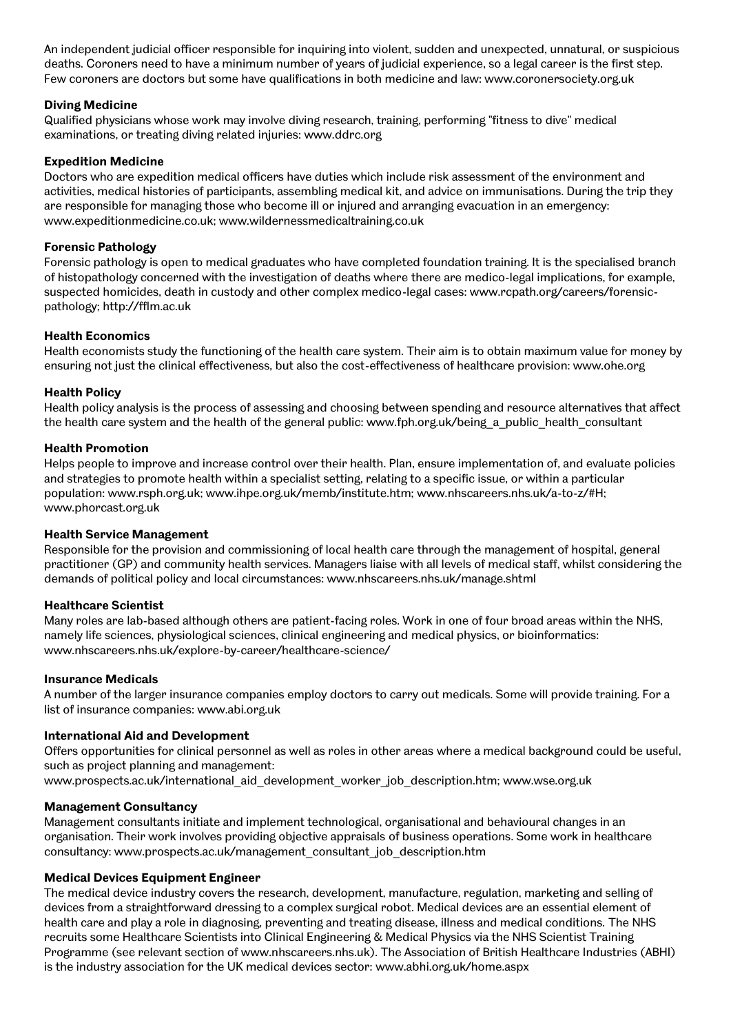An independent judicial officer responsible for inquiring into violent, sudden and unexpected, unnatural, or suspicious deaths. Coroners need to have a minimum number of years of judicial experience, so a legal career is the first step. Few coroners are doctors but some have qualifications in both medicine and law: www.coronersociety.org.uk

### Diving Medicine

Qualified physicians whose work may involve diving research, training, performing "fitness to dive" medical examinations, or treating diving related injuries: www.ddrc.org

### Expedition Medicine

Doctors who are expedition medical officers have duties which include risk assessment of the environment and activities, medical histories of participants, assembling medical kit, and advice on immunisations. During the trip they are responsible for managing those who become ill or injured and arranging evacuation in an emergency: www.expeditionmedicine.co.uk; www.wildernessmedicaltraining.co.uk

### Forensic Pathology

Forensic pathology is open to medical graduates who have completed foundation training. It is the specialised branch of histopathology concerned with the investigation of deaths where there are medico-legal implications, for example, suspected homicides, death in custody and other complex medico-legal cases: www.rcpath.org/careers/forensic-pathology; http://fflm.ac.uk

### Health Economics

Health economists study the functioning of the health care system. Their aim is to obtain maximum value for money by ensuring not just the clinical effectiveness, but also the cost-effectiveness of healthcare provision: www.ohe.org

### Health Policy

Health policy analysis is the process of assessing and choosing between spending and resource alternatives that affect the health care system and the health of the general public: www.fph.org.uk/being_a_public_health_consultant

### Health Promotion

Helps people to improve and increase control over their health. Plan, ensure implementation of, and evaluate policies and strategies to promote health within a specialist setting, relating to a specific issue, or within a particular population: www.rsph.org.uk; www.ihpe.org.uk/memb/institute.htm; www.nhscareers.nhs.uk/a-to-z/#H; www.phorcast.org.uk

### Health Service Management

Responsible for the provision and commissioning of local health care through the management of hospital, general practitioner (GP) and community health services. Managers liaise with all levels of medical staff, whilst considering the demands of political policy and local circumstances: www.nhscareers.nhs.uk/manage.shtml

### Healthcare Scientist

Many roles are lab-based although others are patient-facing roles. Work in one of four broad areas within the NHS, namely life sciences, physiological sciences, clinical engineering and medical physics, or bioinformatics: www.nhscareers.nhs.uk/explore-by-career/healthcare-science/

### Insurance Medicals

A number of the larger insurance companies employ doctors to carry out medicals. Some will provide training. For a list of insurance companies: www.abi.org.uk

### International Aid and Development

Offers opportunities for clinical personnel as well as roles in other areas where a medical background could be useful, such as project planning and management: www.prospects.ac.uk/international_aid_development_worker_job_description.htm; www.wse.org.uk

### Management Consultancy

Management consultants initiate and implement technological, organisational and behavioural changes in an organisation. Their work involves providing objective appraisals of business operations. Some work in healthcare consultancy: www.prospects.ac.uk/management_consultant_job_description.htm

### Medical Devices Equipment Engineer

The medical device industry covers the research, development, manufacture, regulation, marketing and selling of devices from a straightforward dressing to a complex surgical robot. Medical devices are an essential element of health care and play a role in diagnosing, preventing and treating disease, illness and medical conditions. The NHS recruits some Healthcare Scientists into Clinical Engineering & Medical Physics via the NHS Scientist Training Programme (see relevant section of www.nhscareers.nhs.uk). The Association of British Healthcare Industries (ABHI) is the industry association for the UK medical devices sector: www.abhi.org.uk/home.aspx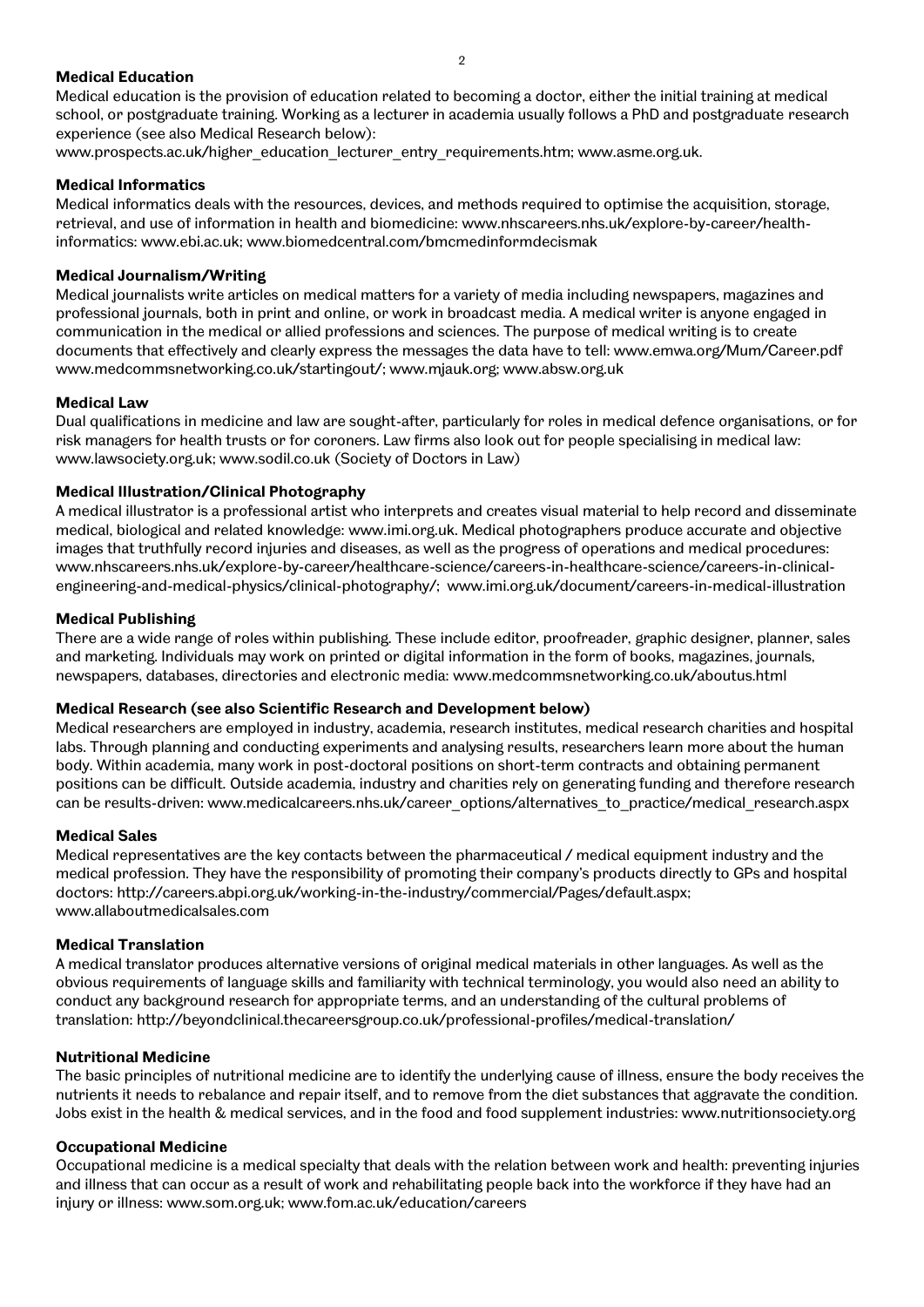**Medical Education**

Medical education is the provision of education related to becoming a doctor, either the initial training at medical school, or postgraduate training. Working as a lecturer in academia usually follows a PhD and postgraduate research experience (see also Medical Research below):
www.prospects.ac.uk/higher_education_lecturer_entry_requirements.htm; www.asme.org.uk.

**Medical Informatics**

Medical informatics deals with the resources, devices, and methods required to optimise the acquisition, storage, retrieval, and use of information in health and biomedicine: www.nhscareers.nhs.uk/explore-by-career/health-informatics: www.ebi.ac.uk; www.biomedcentral.com/bmcmedinformdecismak

**Medical Journalism/Writing**

Medical journalists write articles on medical matters for a variety of media including newspapers, magazines and professional journals, both in print and online, or work in broadcast media. A medical writer is anyone engaged in communication in the medical or allied professions and sciences. The purpose of medical writing is to create documents that effectively and clearly express the messages the data have to tell: www.emwa.org/Mum/Career.pdf www.medcommsnetworking.co.uk/startingout/; www.mjauk.org; www.absw.org.uk

**Medical Law**

Dual qualifications in medicine and law are sought-after, particularly for roles in medical defence organisations, or for risk managers for health trusts or for coroners. Law firms also look out for people specialising in medical law: www.lawsociety.org.uk; www.sodil.co.uk (Society of Doctors in Law)

**Medical Illustration/Clinical Photography**

A medical illustrator is a professional artist who interprets and creates visual material to help record and disseminate medical, biological and related knowledge: www.imi.org.uk. Medical photographers produce accurate and objective images that truthfully record injuries and diseases, as well as the progress of operations and medical procedures: www.nhscareers.nhs.uk/explore-by-career/healthcare-science/careers-in-healthcare-science/careers-in-clinical-engineering-and-medical-physics/clinical-photography/; www.imi.org.uk/document/careers-in-medical-illustration

**Medical Publishing**

There are a wide range of roles within publishing. These include editor, proofreader, graphic designer, planner, sales and marketing. Individuals may work on printed or digital information in the form of books, magazines, journals, newspapers, databases, directories and electronic media: www.medcommsnetworking.co.uk/aboutus.html

**Medical Research (see also Scientific Research and Development below)**

Medical researchers are employed in industry, academia, research institutes, medical research charities and hospital labs. Through planning and conducting experiments and analysing results, researchers learn more about the human body. Within academia, many work in post-doctoral positions on short-term contracts and obtaining permanent positions can be difficult. Outside academia, industry and charities rely on generating funding and therefore research can be results-driven: www.medicalcareers.nhs.uk/career_options/alternatives_to_practice/medical_research.aspx

**Medical Sales**

Medical representatives are the key contacts between the pharmaceutical / medical equipment industry and the medical profession. They have the responsibility of promoting their company's products directly to GPs and hospital doctors: http://careers.abpi.org.uk/working-in-the-industry/commercial/Pages/default.aspx; www.allaboutmedicalsales.com

**Medical Translation**

A medical translator produces alternative versions of original medical materials in other languages. As well as the obvious requirements of language skills and familiarity with technical terminology, you would also need an ability to conduct any background research for appropriate terms, and an understanding of the cultural problems of translation: http://beyondclinical.thecareersgroup.co.uk/professional-profiles/medical-translation/

**Nutritional Medicine**

The basic principles of nutritional medicine are to identify the underlying cause of illness, ensure the body receives the nutrients it needs to rebalance and repair itself, and to remove from the diet substances that aggravate the condition. Jobs exist in the health & medical services, and in the food and food supplement industries: www.nutritionsociety.org

**Occupational Medicine**

Occupational medicine is a medical specialty that deals with the relation between work and health: preventing injuries and illness that can occur as a result of work and rehabilitating people back into the workforce if they have had an injury or illness: www.som.org.uk; www.fom.ac.uk/education/careers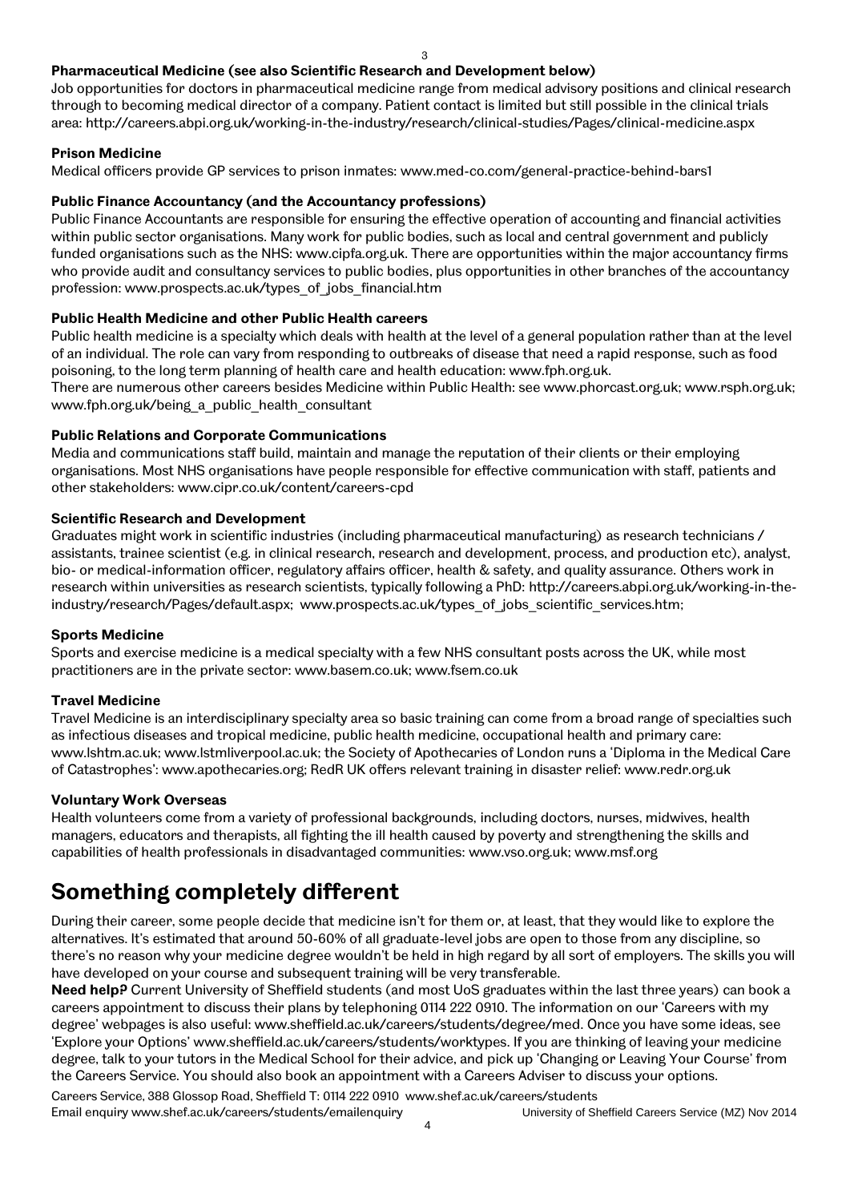**Pharmaceutical Medicine (see also Scientific Research and Development below)**

Job opportunities for doctors in pharmaceutical medicine range from medical advisory positions and clinical research through to becoming medical director of a company. Patient contact is limited but still possible in the clinical trials area: http://careers.abpi.org.uk/working-in-the-industry/research/clinical-studies/Pages/clinical-medicine.aspx

**Prison Medicine**

Medical officers provide GP services to prison inmates: www.med-co.com/general-practice-behind-bars1

**Public Finance Accountancy (and the Accountancy professions)**

Public Finance Accountants are responsible for ensuring the effective operation of accounting and financial activities within public sector organisations. Many work for public bodies, such as local and central government and publicly funded organisations such as the NHS: www.cipfa.org.uk. There are opportunities within the major accountancy firms who provide audit and consultancy services to public bodies, plus opportunities in other branches of the accountancy profession: www.prospects.ac.uk/types_of_jobs_financial.htm

**Public Health Medicine and other Public Health careers**

Public health medicine is a specialty which deals with health at the level of a general population rather than at the level of an individual. The role can vary from responding to outbreaks of disease that need a rapid response, such as food poisoning, to the long term planning of health care and health education: www.fph.org.uk.
There are numerous other careers besides Medicine within Public Health: see www.phorcast.org.uk; www.rsph.org.uk; www.fph.org.uk/being_a_public_health_consultant

**Public Relations and Corporate Communications**

Media and communications staff build, maintain and manage the reputation of their clients or their employing organisations. Most NHS organisations have people responsible for effective communication with staff, patients and other stakeholders: www.cipr.co.uk/content/careers-cpd

**Scientific Research and Development**

Graduates might work in scientific industries (including pharmaceutical manufacturing) as research technicians / assistants, trainee scientist (e.g. in clinical research, research and development, process, and production etc), analyst, bio- or medical-information officer, regulatory affairs officer, health & safety, and quality assurance. Others work in research within universities as research scientists, typically following a PhD: http://careers.abpi.org.uk/working-in-the-industry/research/Pages/default.aspx; www.prospects.ac.uk/types_of_jobs_scientific_services.htm;

**Sports Medicine**

Sports and exercise medicine is a medical specialty with a few NHS consultant posts across the UK, while most practitioners are in the private sector: www.basem.co.uk; www.fsem.co.uk

**Travel Medicine**

Travel Medicine is an interdisciplinary specialty area so basic training can come from a broad range of specialties such as infectious diseases and tropical medicine, public health medicine, occupational health and primary care: www.lshtm.ac.uk; www.lstmliverpool.ac.uk; the Society of Apothecaries of London runs a 'Diploma in the Medical Care of Catastrophes': www.apothecaries.org; RedR UK offers relevant training in disaster relief: www.redr.org.uk

**Voluntary Work Overseas**

Health volunteers come from a variety of professional backgrounds, including doctors, nurses, midwives, health managers, educators and therapists, all fighting the ill health caused by poverty and strengthening the skills and capabilities of health professionals in disadvantaged communities: www.vso.org.uk; www.msf.org

## Something completely different

During their career, some people decide that medicine isn't for them or, at least, that they would like to explore the alternatives. It's estimated that around 50-60% of all graduate-level jobs are open to those from any discipline, so there's no reason why your medicine degree wouldn't be held in high regard by all sort of employers. The skills you will have developed on your course and subsequent training will be very transferable.

**Need help?** Current University of Sheffield students (and most UoS graduates within the last three years) can book a careers appointment to discuss their plans by telephoning 0114 222 0910. The information on our 'Careers with my degree' webpages is also useful: www.sheffield.ac.uk/careers/students/degree/med. Once you have some ideas, see 'Explore your Options' www.sheffield.ac.uk/careers/students/worktypes. If you are thinking of leaving your medicine degree, talk to your tutors in the Medical School for their advice, and pick up 'Changing or Leaving Your Course' from the Careers Service. You should also book an appointment with a Careers Adviser to discuss your options.

Careers Service, 388 Glossop Road, Sheffield T: 0114 222 0910 www.shef.ac.uk/careers/students
Email enquiry www.shef.ac.uk/careers/students/emailenquiry University of Sheffield Careers Service (MZ) Nov 2014